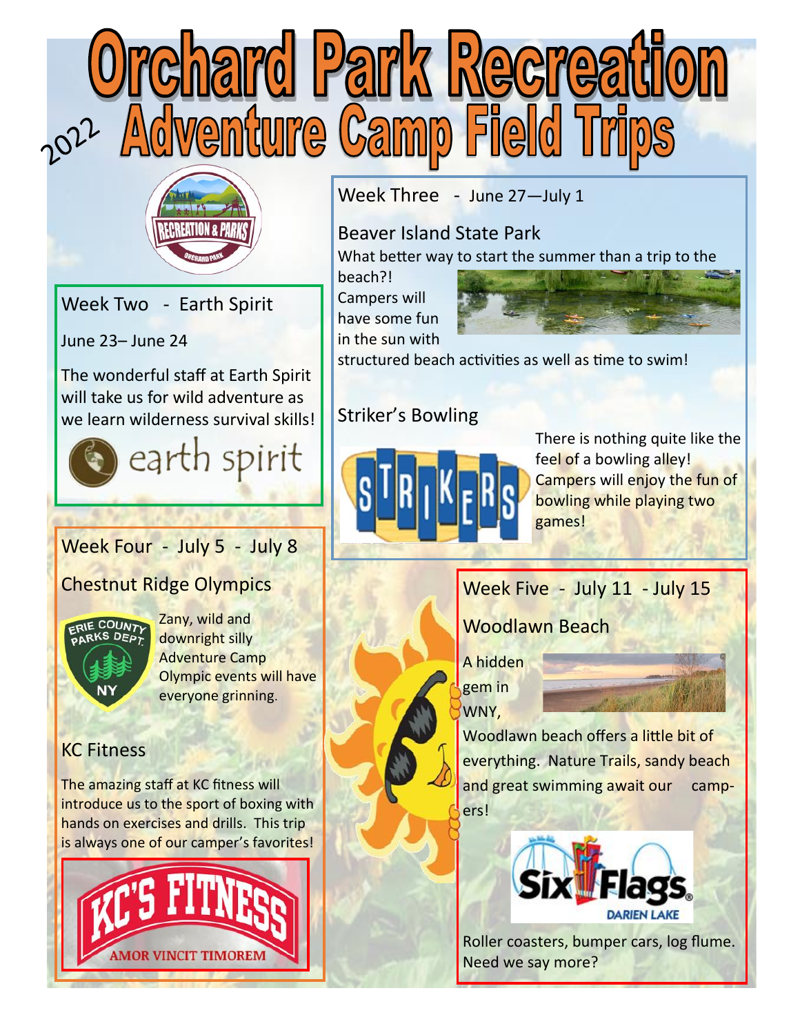# Orchard Park Recreation

## 2022 Adventure Camp Field Trips

### Week Two - Earth Spirit

June 23– June 24

The wonderful staff at Earth Spirit will take us for wild adventure as we learn wilderness survival skills!

earth spirit

### Week Three - June 27—July 1

#### Beaver Island State Park

What better way to start the summer than a trip to the beach?! Campers will have some fun in the sun with structured beach activities as well as time to swim!

#### Striker's Bowling

STRIKERS

There is nothing quite like the feel of a bowling alley! Campers will enjoy the fun of bowling while playing two games!

### Week Four - July 5 - July 8

#### Chestnut Ridge Olympics

ERIE COUNTY PARKS DEPT. NY

Zany, wild and downright silly Adventure Camp Olympic events will have everyone grinning.

#### KC Fitness

The amazing staff at KC fitness will introduce us to the sport of boxing with hands on exercises and drills. This trip is always one of our camper's favorites!

KC'S FITNESS
AMOR VINCIT TIMOREM

### Week Five - July 11 - July 15

#### Woodlawn Beach

A hidden gem in WNY, Woodlawn beach offers a little bit of everything. Nature Trails, sandy beach and great swimming await our campers!

Six Flags DARIEN LAKE

Roller coasters, bumper cars, log flume. Need we say more?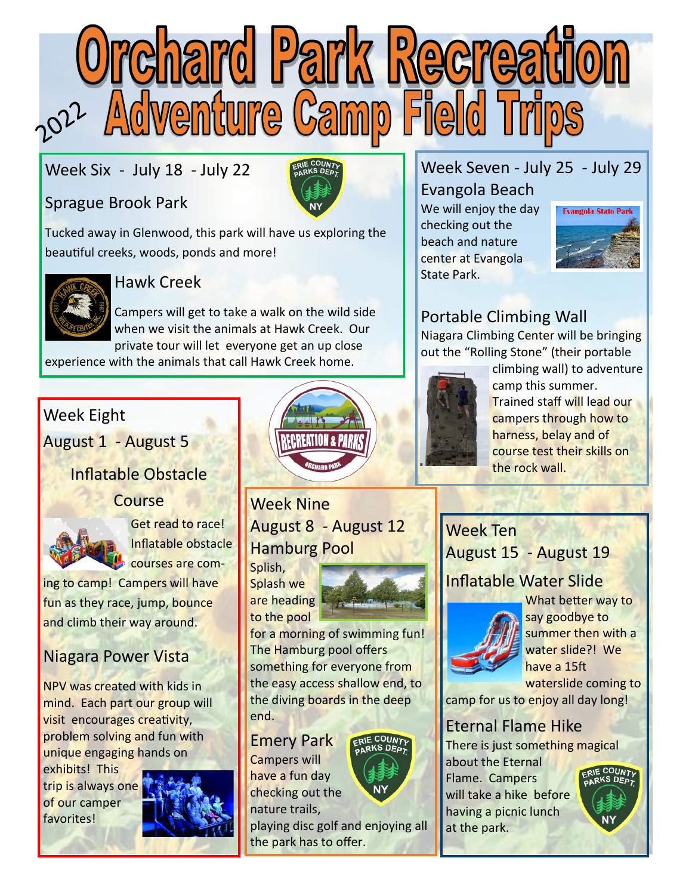# Orchard Park Recreation

## 2022 Adventure Camp Field Trips

### Week Six - July 18 - July 22

#### Sprague Brook Park

Tucked away in Glenwood, this park will have us exploring the beautiful creeks, woods, ponds and more!

#### Hawk Creek

Campers will get to take a walk on the wild side when we visit the animals at Hawk Creek. Our private tour will let everyone get an up close experience with the animals that call Hawk Creek home.

### Week Seven - July 25 - July 29

#### Evangola Beach

We will enjoy the day checking out the beach and nature center at Evangola State Park.

Evangola State Park

#### Portable Climbing Wall

Niagara Climbing Center will be bringing out the "Rolling Stone" (their portable climbing wall) to adventure camp this summer. Trained staff will lead our campers through how to harness, belay and of course test their skills on the rock wall.

### Week Eight

### August 1 - August 5

#### Inflatable Obstacle Course

Get read to race! Inflatable obstacle courses are coming to camp! Campers will have fun as they race, jump, bounce and climb their way around.

#### Niagara Power Vista

NPV was created with kids in mind. Each part our group will visit encourages creativity, problem solving and fun with unique engaging hands on exhibits! This trip is always one of our camper favorites!

### Week Nine

### August 8 - August 12

#### Hamburg Pool

Splish, Splash we are heading to the pool for a morning of swimming fun! The Hamburg pool offers something for everyone from the easy access shallow end, to the diving boards in the deep end.

#### Emery Park

Campers will have a fun day checking out the nature trails, playing disc golf and enjoying all the park has to offer.

### Week Ten

### August 15 - August 19

#### Inflatable Water Slide

What better way to say goodbye to summer then with a water slide?! We have a 15ft waterslide coming to camp for us to enjoy all day long!

#### Eternal Flame Hike

There is just something magical about the Eternal Flame. Campers will take a hike before having a picnic lunch at the park.